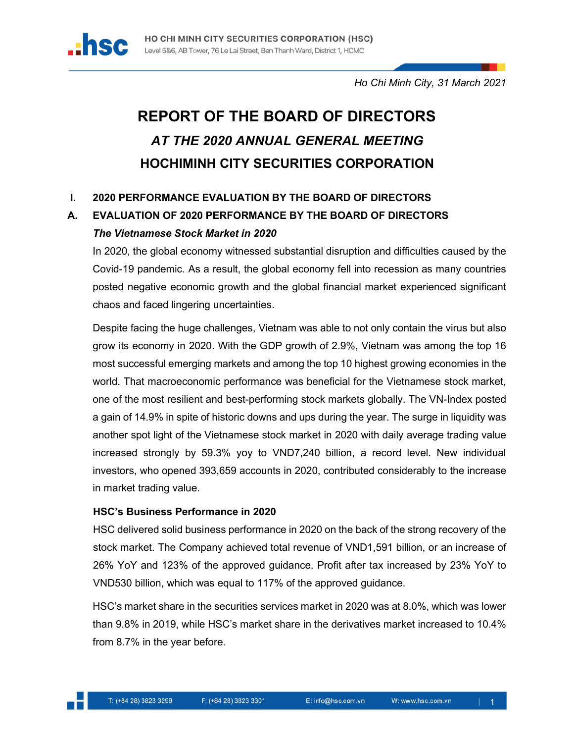*Ho Chi Minh City, 31 March 2021*

# REPORT OF THE BOARD OF DIRECTORS

## *AT THE 2020 ANNUAL GENERAL MEETING*

## HOCHIMINH CITY SECURITIES CORPORATION

### I. 2020 PERFORMANCE EVALUATION BY THE BOARD OF DIRECTORS

### A. EVALUATION OF 2020 PERFORMANCE BY THE BOARD OF DIRECTORS

***The Vietnamese Stock Market in 2020***

In 2020, the global economy witnessed substantial disruption and difficulties caused by the Covid-19 pandemic. As a result, the global economy fell into recession as many countries posted negative economic growth and the global financial market experienced significant chaos and faced lingering uncertainties.

Despite facing the huge challenges, Vietnam was able to not only contain the virus but also grow its economy in 2020. With the GDP growth of 2.9%, Vietnam was among the top 16 most successful emerging markets and among the top 10 highest growing economies in the world. That macroeconomic performance was beneficial for the Vietnamese stock market, one of the most resilient and best-performing stock markets globally. The VN-Index posted a gain of 14.9% in spite of historic downs and ups during the year. The surge in liquidity was another spot light of the Vietnamese stock market in 2020 with daily average trading value increased strongly by 59.3% yoy to VND7,240 billion, a record level. New individual investors, who opened 393,659 accounts in 2020, contributed considerably to the increase in market trading value.

**HSC's Business Performance in 2020**

HSC delivered solid business performance in 2020 on the back of the strong recovery of the stock market. The Company achieved total revenue of VND1,591 billion, or an increase of 26% YoY and 123% of the approved guidance. Profit after tax increased by 23% YoY to VND530 billion, which was equal to 117% of the approved guidance.

HSC's market share in the securities services market in 2020 was at 8.0%, which was lower than 9.8% in 2019, while HSC's market share in the derivatives market increased to 10.4% from 8.7% in the year before.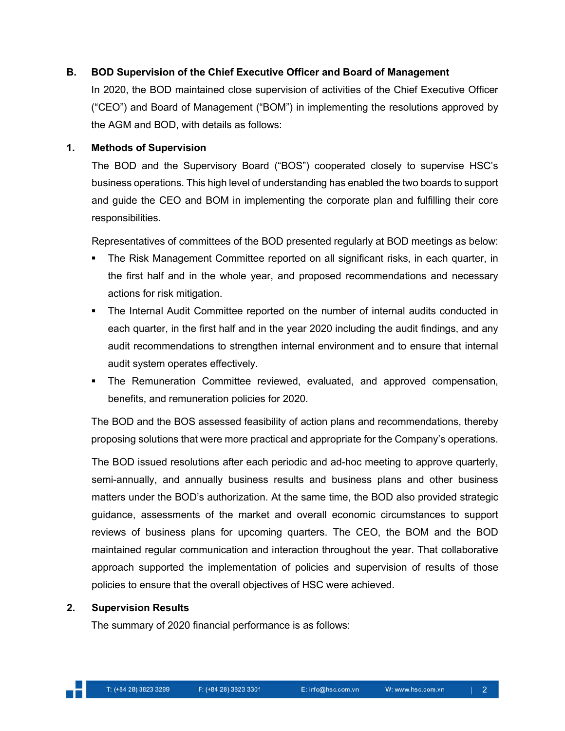## B. BOD Supervision of the Chief Executive Officer and Board of Management

In 2020, the BOD maintained close supervision of activities of the Chief Executive Officer ("CEO") and Board of Management ("BOM") in implementing the resolutions approved by the AGM and BOD, with details as follows:

### 1. Methods of Supervision

The BOD and the Supervisory Board ("BOS") cooperated closely to supervise HSC's business operations. This high level of understanding has enabled the two boards to support and guide the CEO and BOM in implementing the corporate plan and fulfilling their core responsibilities.

Representatives of committees of the BOD presented regularly at BOD meetings as below:

- The Risk Management Committee reported on all significant risks, in each quarter, in the first half and in the whole year, and proposed recommendations and necessary actions for risk mitigation.
- The Internal Audit Committee reported on the number of internal audits conducted in each quarter, in the first half and in the year 2020 including the audit findings, and any audit recommendations to strengthen internal environment and to ensure that internal audit system operates effectively.
- The Remuneration Committee reviewed, evaluated, and approved compensation, benefits, and remuneration policies for 2020.

The BOD and the BOS assessed feasibility of action plans and recommendations, thereby proposing solutions that were more practical and appropriate for the Company's operations.

The BOD issued resolutions after each periodic and ad-hoc meeting to approve quarterly, semi-annually, and annually business results and business plans and other business matters under the BOD's authorization. At the same time, the BOD also provided strategic guidance, assessments of the market and overall economic circumstances to support reviews of business plans for upcoming quarters. The CEO, the BOM and the BOD maintained regular communication and interaction throughout the year. That collaborative approach supported the implementation of policies and supervision of results of those policies to ensure that the overall objectives of HSC were achieved.

### 2. Supervision Results

The summary of 2020 financial performance is as follows: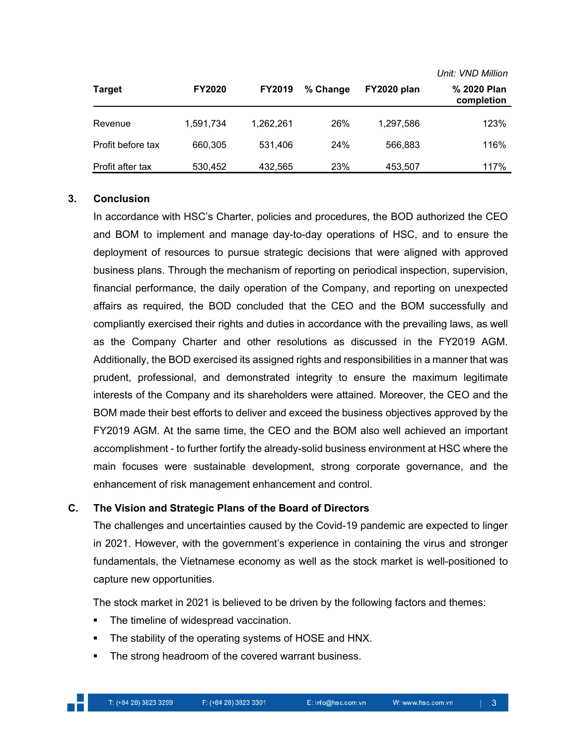*Unit: VND Million*

| Target | FY2020 | FY2019 | % Change | FY2020 plan | % 2020 Plan completion |
|---|---|---|---|---|---|
| Revenue | 1,591,734 | 1,262,261 | 26% | 1,297,586 | 123% |
| Profit before tax | 660,305 | 531,406 | 24% | 566,883 | 116% |
| Profit after tax | 530,452 | 432,565 | 23% | 453,507 | 117% |

### 3. Conclusion

In accordance with HSC's Charter, policies and procedures, the BOD authorized the CEO and BOM to implement and manage day-to-day operations of HSC, and to ensure the deployment of resources to pursue strategic decisions that were aligned with approved business plans. Through the mechanism of reporting on periodical inspection, supervision, financial performance, the daily operation of the Company, and reporting on unexpected affairs as required, the BOD concluded that the CEO and the BOM successfully and compliantly exercised their rights and duties in accordance with the prevailing laws, as well as the Company Charter and other resolutions as discussed in the FY2019 AGM. Additionally, the BOD exercised its assigned rights and responsibilities in a manner that was prudent, professional, and demonstrated integrity to ensure the maximum legitimate interests of the Company and its shareholders were attained. Moreover, the CEO and the BOM made their best efforts to deliver and exceed the business objectives approved by the FY2019 AGM. At the same time, the CEO and the BOM also well achieved an important accomplishment - to further fortify the already-solid business environment at HSC where the main focuses were sustainable development, strong corporate governance, and the enhancement of risk management enhancement and control.

## C. The Vision and Strategic Plans of the Board of Directors

The challenges and uncertainties caused by the Covid-19 pandemic are expected to linger in 2021. However, with the government's experience in containing the virus and stronger fundamentals, the Vietnamese economy as well as the stock market is well-positioned to capture new opportunities.

The stock market in 2021 is believed to be driven by the following factors and themes:

- The timeline of widespread vaccination.
- The stability of the operating systems of HOSE and HNX.
- The strong headroom of the covered warrant business.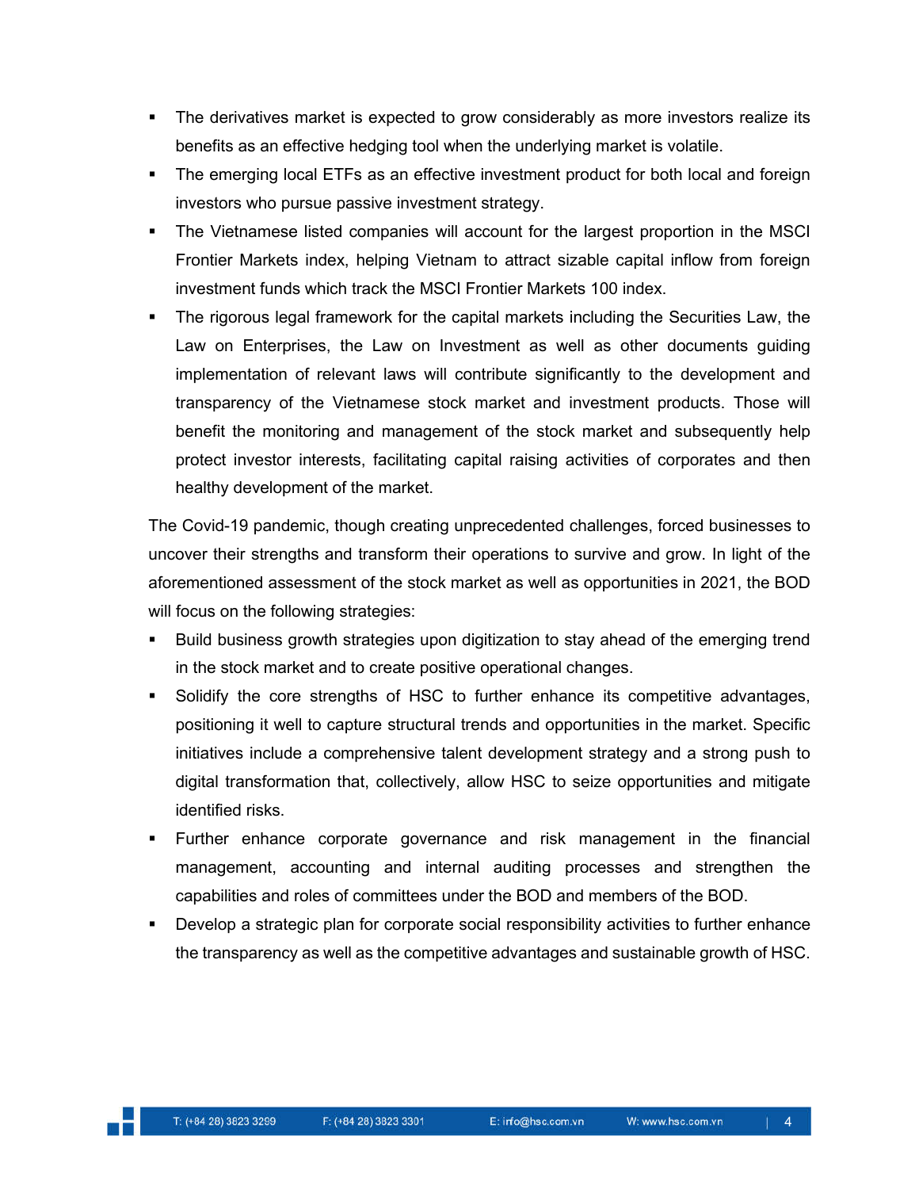- The derivatives market is expected to grow considerably as more investors realize its benefits as an effective hedging tool when the underlying market is volatile.
- The emerging local ETFs as an effective investment product for both local and foreign investors who pursue passive investment strategy.
- The Vietnamese listed companies will account for the largest proportion in the MSCI Frontier Markets index, helping Vietnam to attract sizable capital inflow from foreign investment funds which track the MSCI Frontier Markets 100 index.
- The rigorous legal framework for the capital markets including the Securities Law, the Law on Enterprises, the Law on Investment as well as other documents guiding implementation of relevant laws will contribute significantly to the development and transparency of the Vietnamese stock market and investment products. Those will benefit the monitoring and management of the stock market and subsequently help protect investor interests, facilitating capital raising activities of corporates and then healthy development of the market.

The Covid-19 pandemic, though creating unprecedented challenges, forced businesses to uncover their strengths and transform their operations to survive and grow. In light of the aforementioned assessment of the stock market as well as opportunities in 2021, the BOD will focus on the following strategies:

- Build business growth strategies upon digitization to stay ahead of the emerging trend in the stock market and to create positive operational changes.
- Solidify the core strengths of HSC to further enhance its competitive advantages, positioning it well to capture structural trends and opportunities in the market. Specific initiatives include a comprehensive talent development strategy and a strong push to digital transformation that, collectively, allow HSC to seize opportunities and mitigate identified risks.
- Further enhance corporate governance and risk management in the financial management, accounting and internal auditing processes and strengthen the capabilities and roles of committees under the BOD and members of the BOD.
- Develop a strategic plan for corporate social responsibility activities to further enhance the transparency as well as the competitive advantages and sustainable growth of HSC.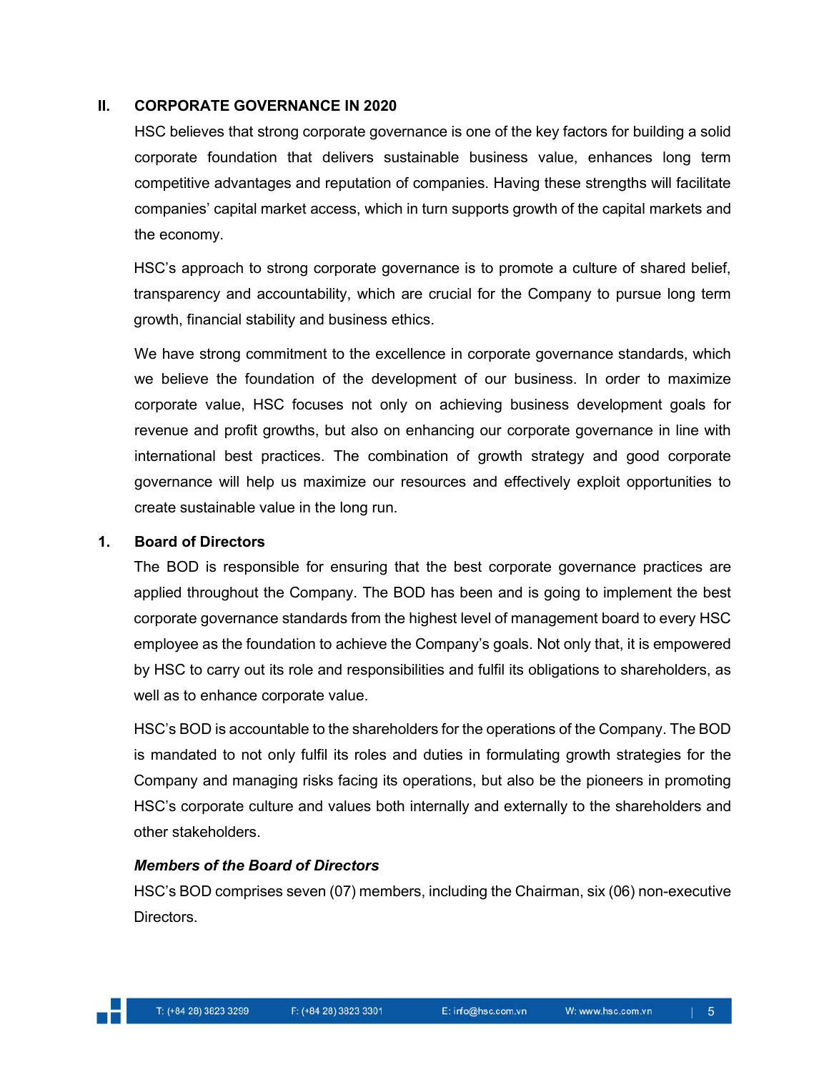## II. CORPORATE GOVERNANCE IN 2020

HSC believes that strong corporate governance is one of the key factors for building a solid corporate foundation that delivers sustainable business value, enhances long term competitive advantages and reputation of companies. Having these strengths will facilitate companies' capital market access, which in turn supports growth of the capital markets and the economy.

HSC's approach to strong corporate governance is to promote a culture of shared belief, transparency and accountability, which are crucial for the Company to pursue long term growth, financial stability and business ethics.

We have strong commitment to the excellence in corporate governance standards, which we believe the foundation of the development of our business. In order to maximize corporate value, HSC focuses not only on achieving business development goals for revenue and profit growths, but also on enhancing our corporate governance in line with international best practices. The combination of growth strategy and good corporate governance will help us maximize our resources and effectively exploit opportunities to create sustainable value in the long run.

### 1. Board of Directors

The BOD is responsible for ensuring that the best corporate governance practices are applied throughout the Company. The BOD has been and is going to implement the best corporate governance standards from the highest level of management board to every HSC employee as the foundation to achieve the Company's goals. Not only that, it is empowered by HSC to carry out its role and responsibilities and fulfil its obligations to shareholders, as well as to enhance corporate value.

HSC's BOD is accountable to the shareholders for the operations of the Company. The BOD is mandated to not only fulfil its roles and duties in formulating growth strategies for the Company and managing risks facing its operations, but also be the pioneers in promoting HSC's corporate culture and values both internally and externally to the shareholders and other stakeholders.

***Members of the Board of Directors***

HSC's BOD comprises seven (07) members, including the Chairman, six (06) non-executive Directors.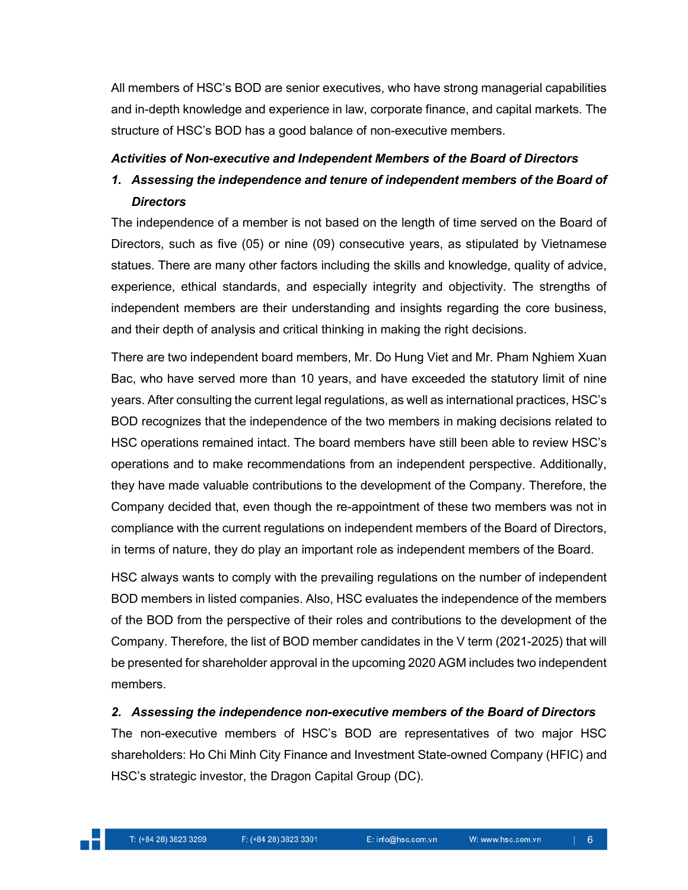All members of HSC's BOD are senior executives, who have strong managerial capabilities and in-depth knowledge and experience in law, corporate finance, and capital markets. The structure of HSC's BOD has a good balance of non-executive members.

***Activities of Non-executive and Independent Members of the Board of Directors***

1. ***Assessing the independence and tenure of independent members of the Board of Directors***

The independence of a member is not based on the length of time served on the Board of Directors, such as five (05) or nine (09) consecutive years, as stipulated by Vietnamese statues. There are many other factors including the skills and knowledge, quality of advice, experience, ethical standards, and especially integrity and objectivity. The strengths of independent members are their understanding and insights regarding the core business, and their depth of analysis and critical thinking in making the right decisions.

There are two independent board members, Mr. Do Hung Viet and Mr. Pham Nghiem Xuan Bac, who have served more than 10 years, and have exceeded the statutory limit of nine years. After consulting the current legal regulations, as well as international practices, HSC's BOD recognizes that the independence of the two members in making decisions related to HSC operations remained intact. The board members have still been able to review HSC's operations and to make recommendations from an independent perspective. Additionally, they have made valuable contributions to the development of the Company. Therefore, the Company decided that, even though the re-appointment of these two members was not in compliance with the current regulations on independent members of the Board of Directors, in terms of nature, they do play an important role as independent members of the Board.

HSC always wants to comply with the prevailing regulations on the number of independent BOD members in listed companies. Also, HSC evaluates the independence of the members of the BOD from the perspective of their roles and contributions to the development of the Company. Therefore, the list of BOD member candidates in the V term (2021-2025) that will be presented for shareholder approval in the upcoming 2020 AGM includes two independent members.

2. ***Assessing the independence non-executive members of the Board of Directors***

The non-executive members of HSC's BOD are representatives of two major HSC shareholders: Ho Chi Minh City Finance and Investment State-owned Company (HFIC) and HSC's strategic investor, the Dragon Capital Group (DC).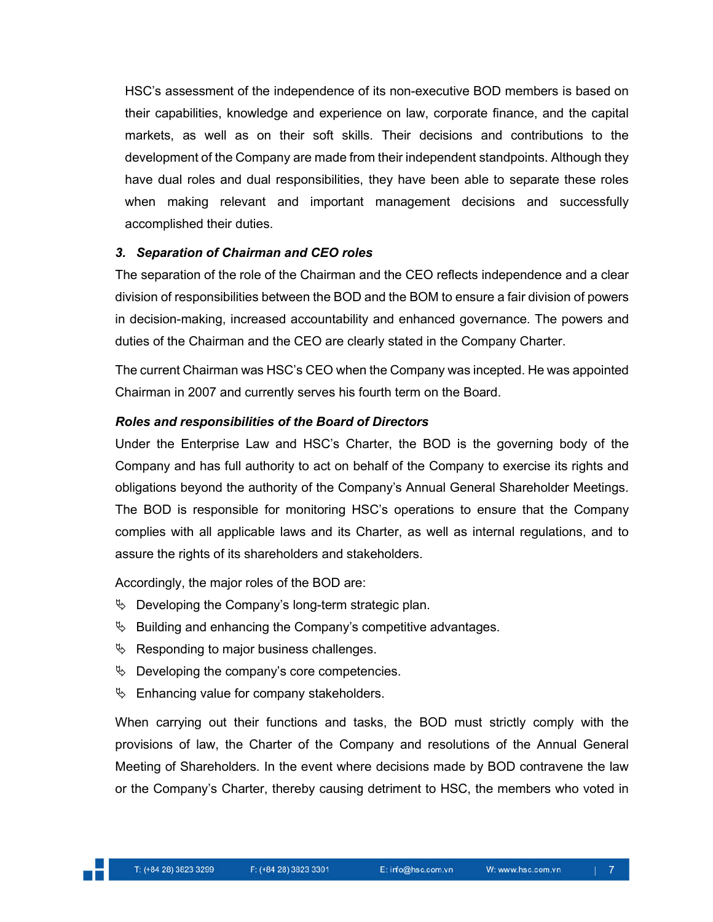HSC's assessment of the independence of its non-executive BOD members is based on their capabilities, knowledge and experience on law, corporate finance, and the capital markets, as well as on their soft skills. Their decisions and contributions to the development of the Company are made from their independent standpoints. Although they have dual roles and dual responsibilities, they have been able to separate these roles when making relevant and important management decisions and successfully accomplished their duties.

### 3. *Separation of Chairman and CEO roles*

The separation of the role of the Chairman and the CEO reflects independence and a clear division of responsibilities between the BOD and the BOM to ensure a fair division of powers in decision-making, increased accountability and enhanced governance. The powers and duties of the Chairman and the CEO are clearly stated in the Company Charter.

The current Chairman was HSC's CEO when the Company was incepted. He was appointed Chairman in 2007 and currently serves his fourth term on the Board.

### *Roles and responsibilities of the Board of Directors*

Under the Enterprise Law and HSC's Charter, the BOD is the governing body of the Company and has full authority to act on behalf of the Company to exercise its rights and obligations beyond the authority of the Company's Annual General Shareholder Meetings. The BOD is responsible for monitoring HSC's operations to ensure that the Company complies with all applicable laws and its Charter, as well as internal regulations, and to assure the rights of its shareholders and stakeholders.

Accordingly, the major roles of the BOD are:

- Developing the Company's long-term strategic plan.
- Building and enhancing the Company's competitive advantages.
- Responding to major business challenges.
- Developing the company's core competencies.
- Enhancing value for company stakeholders.

When carrying out their functions and tasks, the BOD must strictly comply with the provisions of law, the Charter of the Company and resolutions of the Annual General Meeting of Shareholders. In the event where decisions made by BOD contravene the law or the Company's Charter, thereby causing detriment to HSC, the members who voted in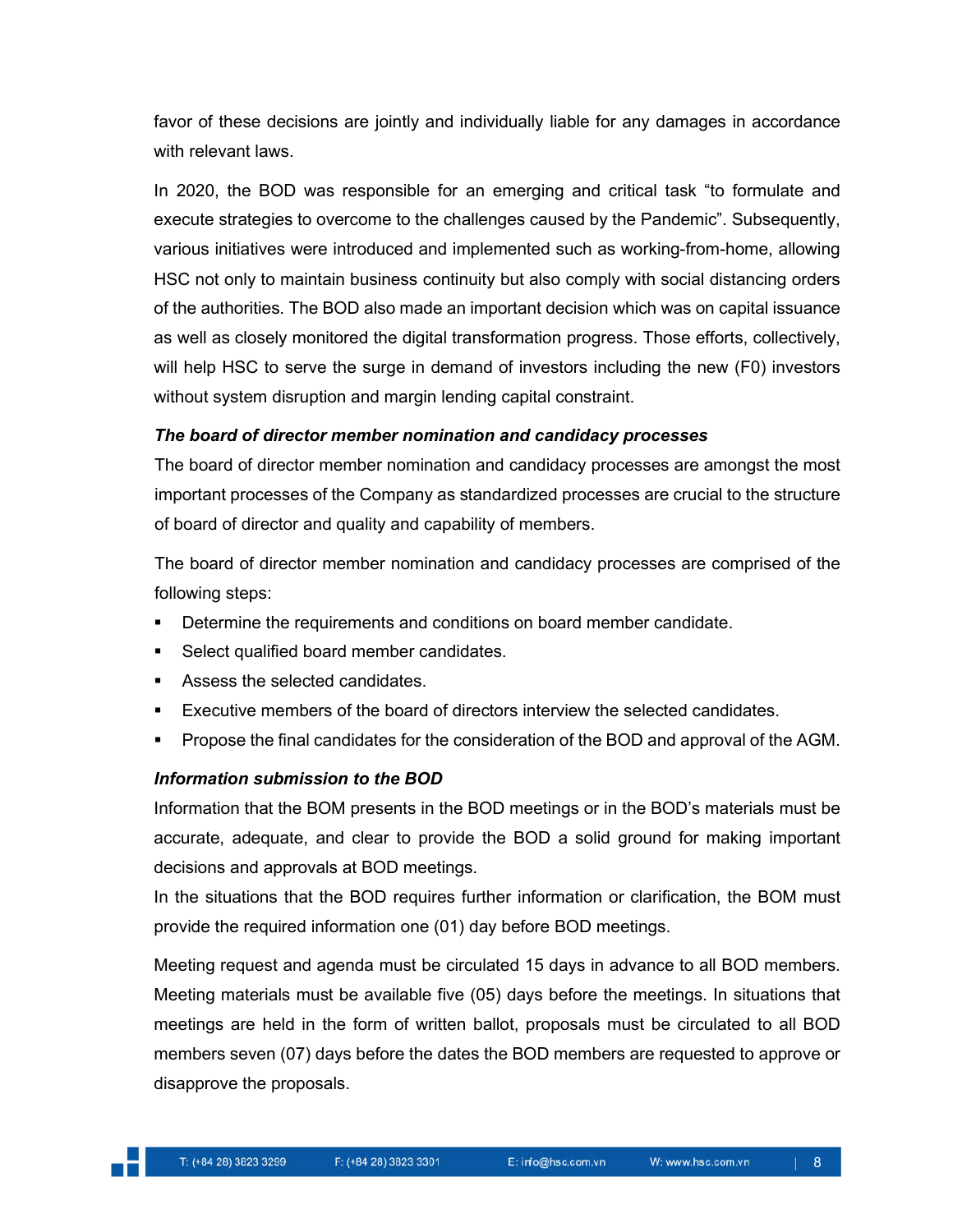favor of these decisions are jointly and individually liable for any damages in accordance with relevant laws.

In 2020, the BOD was responsible for an emerging and critical task "to formulate and execute strategies to overcome to the challenges caused by the Pandemic". Subsequently, various initiatives were introduced and implemented such as working-from-home, allowing HSC not only to maintain business continuity but also comply with social distancing orders of the authorities. The BOD also made an important decision which was on capital issuance as well as closely monitored the digital transformation progress. Those efforts, collectively, will help HSC to serve the surge in demand of investors including the new (F0) investors without system disruption and margin lending capital constraint.

***The board of director member nomination and candidacy processes***

The board of director member nomination and candidacy processes are amongst the most important processes of the Company as standardized processes are crucial to the structure of board of director and quality and capability of members.

The board of director member nomination and candidacy processes are comprised of the following steps:

- Determine the requirements and conditions on board member candidate.
- Select qualified board member candidates.
- Assess the selected candidates.
- Executive members of the board of directors interview the selected candidates.
- Propose the final candidates for the consideration of the BOD and approval of the AGM.

***Information submission to the BOD***

Information that the BOM presents in the BOD meetings or in the BOD's materials must be accurate, adequate, and clear to provide the BOD a solid ground for making important decisions and approvals at BOD meetings.

In the situations that the BOD requires further information or clarification, the BOM must provide the required information one (01) day before BOD meetings.

Meeting request and agenda must be circulated 15 days in advance to all BOD members. Meeting materials must be available five (05) days before the meetings. In situations that meetings are held in the form of written ballot, proposals must be circulated to all BOD members seven (07) days before the dates the BOD members are requested to approve or disapprove the proposals.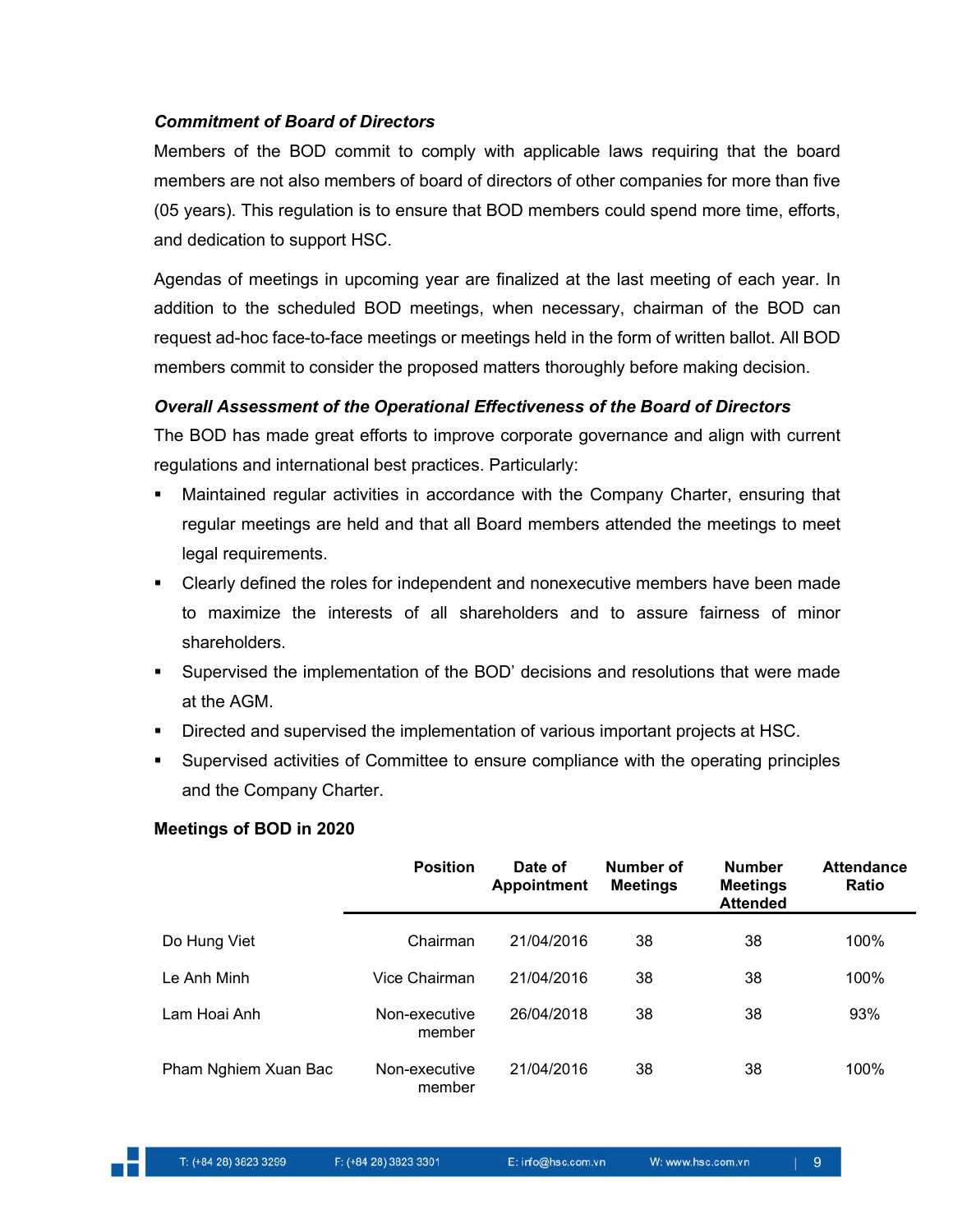***Commitment of Board of Directors***

Members of the BOD commit to comply with applicable laws requiring that the board members are not also members of board of directors of other companies for more than five (05 years). This regulation is to ensure that BOD members could spend more time, efforts, and dedication to support HSC.

Agendas of meetings in upcoming year are finalized at the last meeting of each year. In addition to the scheduled BOD meetings, when necessary, chairman of the BOD can request ad-hoc face-to-face meetings or meetings held in the form of written ballot. All BOD members commit to consider the proposed matters thoroughly before making decision.

***Overall Assessment of the Operational Effectiveness of the Board of Directors***

The BOD has made great efforts to improve corporate governance and align with current regulations and international best practices. Particularly:

- Maintained regular activities in accordance with the Company Charter, ensuring that regular meetings are held and that all Board members attended the meetings to meet legal requirements.
- Clearly defined the roles for independent and nonexecutive members have been made to maximize the interests of all shareholders and to assure fairness of minor shareholders.
- Supervised the implementation of the BOD' decisions and resolutions that were made at the AGM.
- Directed and supervised the implementation of various important projects at HSC.
- Supervised activities of Committee to ensure compliance with the operating principles and the Company Charter.

**Meetings of BOD in 2020**

| | Position | Date of Appointment | Number of Meetings | Number Meetings Attended | Attendance Ratio |
|---|---|---|---|---|---|
| Do Hung Viet | Chairman | 21/04/2016 | 38 | 38 | 100% |
| Le Anh Minh | Vice Chairman | 21/04/2016 | 38 | 38 | 100% |
| Lam Hoai Anh | Non-executive member | 26/04/2018 | 38 | 38 | 93% |
| Pham Nghiem Xuan Bac | Non-executive member | 21/04/2016 | 38 | 38 | 100% |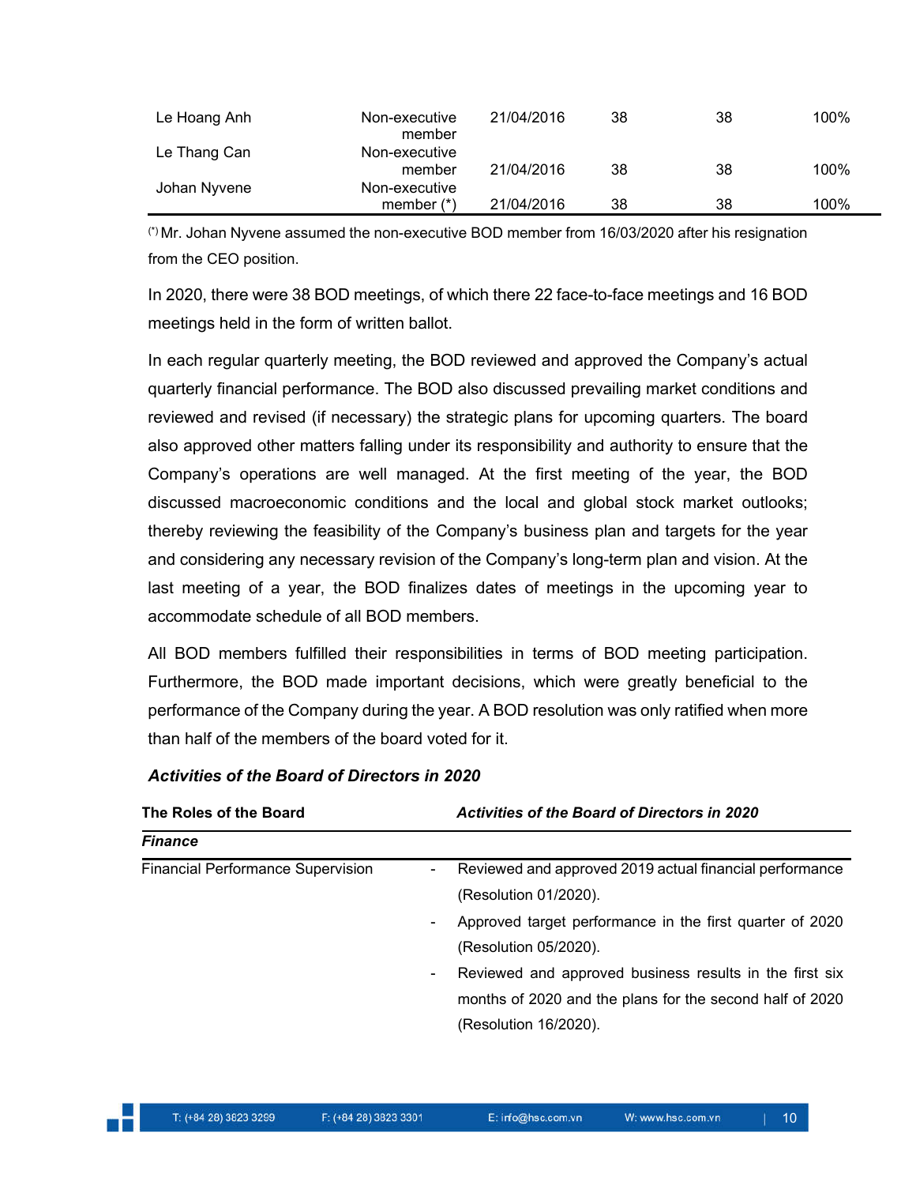| | | | | | |
|---|---|---|---|---|---|
| Le Hoang Anh | Non-executive member | 21/04/2016 | 38 | 38 | 100% |
| Le Thang Can | Non-executive member | 21/04/2016 | 38 | 38 | 100% |
| Johan Nyvene | Non-executive member (*) | 21/04/2016 | 38 | 38 | 100% |

(*) Mr. Johan Nyvene assumed the non-executive BOD member from 16/03/2020 after his resignation from the CEO position.

In 2020, there were 38 BOD meetings, of which there 22 face-to-face meetings and 16 BOD meetings held in the form of written ballot.

In each regular quarterly meeting, the BOD reviewed and approved the Company's actual quarterly financial performance. The BOD also discussed prevailing market conditions and reviewed and revised (if necessary) the strategic plans for upcoming quarters. The board also approved other matters falling under its responsibility and authority to ensure that the Company's operations are well managed. At the first meeting of the year, the BOD discussed macroeconomic conditions and the local and global stock market outlooks; thereby reviewing the feasibility of the Company's business plan and targets for the year and considering any necessary revision of the Company's long-term plan and vision. At the last meeting of a year, the BOD finalizes dates of meetings in the upcoming year to accommodate schedule of all BOD members.

All BOD members fulfilled their responsibilities in terms of BOD meeting participation. Furthermore, the BOD made important decisions, which were greatly beneficial to the performance of the Company during the year. A BOD resolution was only ratified when more than half of the members of the board voted for it.

***Activities of the Board of Directors in 2020***

| **The Roles of the Board** | ***Activities of the Board of Directors in 2020*** |
|---|---|
| ***Finance*** | |
| Financial Performance Supervision | - Reviewed and approved 2019 actual financial performance (Resolution 01/2020).<br>- Approved target performance in the first quarter of 2020 (Resolution 05/2020).<br>- Reviewed and approved business results in the first six months of 2020 and the plans for the second half of 2020 (Resolution 16/2020). |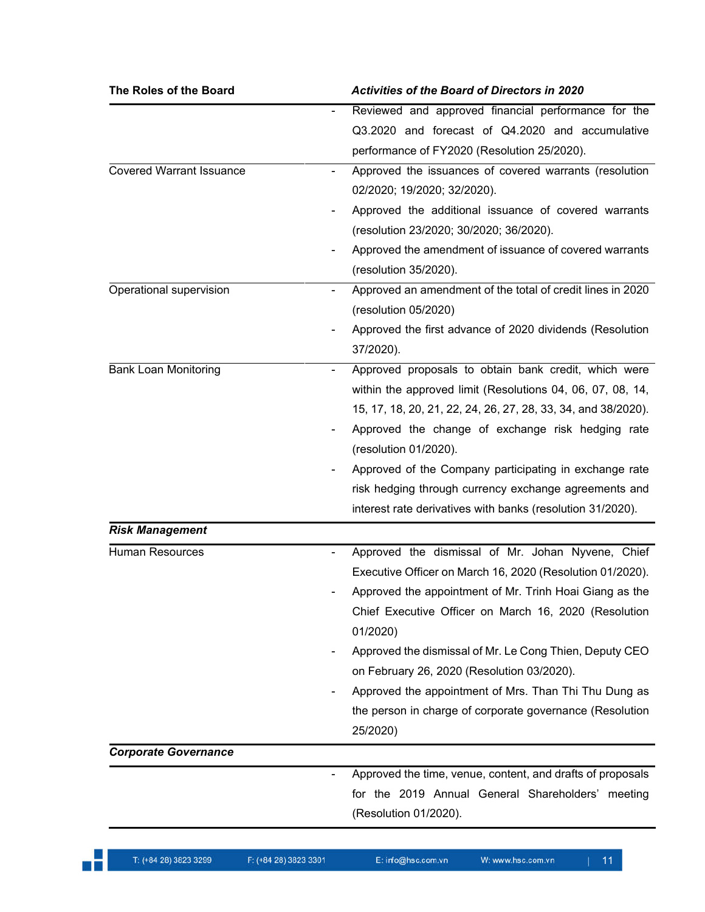| The Roles of the Board | *Activities of the Board of Directors in 2020* |
|---|---|
| | - Reviewed and approved financial performance for the Q3.2020 and forecast of Q4.2020 and accumulative performance of FY2020 (Resolution 25/2020). |
| Covered Warrant Issuance | - Approved the issuances of covered warrants (resolution 02/2020; 19/2020; 32/2020).<br>- Approved the additional issuance of covered warrants (resolution 23/2020; 30/2020; 36/2020).<br>- Approved the amendment of issuance of covered warrants (resolution 35/2020). |
| Operational supervision | - Approved an amendment of the total of credit lines in 2020 (resolution 05/2020)<br>- Approved the first advance of 2020 dividends (Resolution 37/2020). |
| Bank Loan Monitoring | - Approved proposals to obtain bank credit, which were within the approved limit (Resolutions 04, 06, 07, 08, 14, 15, 17, 18, 20, 21, 22, 24, 26, 27, 28, 33, 34, and 38/2020).<br>- Approved the change of exchange risk hedging rate (resolution 01/2020).<br>- Approved of the Company participating in exchange rate risk hedging through currency exchange agreements and interest rate derivatives with banks (resolution 31/2020). |
| ***Risk Management*** | |
| Human Resources | - Approved the dismissal of Mr. Johan Nyvene, Chief Executive Officer on March 16, 2020 (Resolution 01/2020).<br>- Approved the appointment of Mr. Trinh Hoai Giang as the Chief Executive Officer on March 16, 2020 (Resolution 01/2020)<br>- Approved the dismissal of Mr. Le Cong Thien, Deputy CEO on February 26, 2020 (Resolution 03/2020).<br>- Approved the appointment of Mrs. Than Thi Thu Dung as the person in charge of corporate governance (Resolution 25/2020) |
| ***Corporate Governance*** | |
| | - Approved the time, venue, content, and drafts of proposals for the 2019 Annual General Shareholders' meeting (Resolution 01/2020). |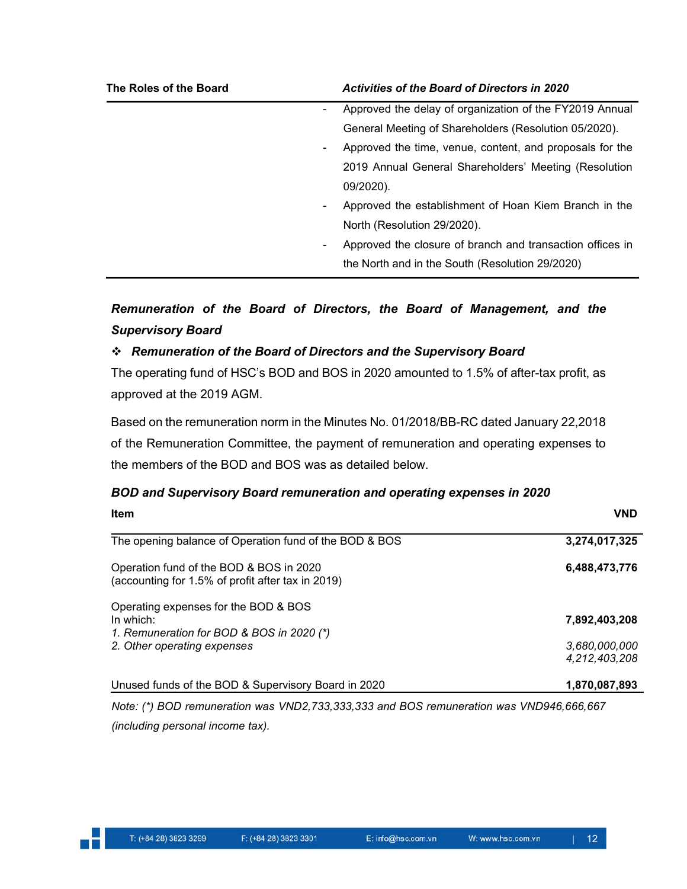| The Roles of the Board | *Activities of the Board of Directors in 2020* |
|---|---|
| | - Approved the delay of organization of the FY2019 Annual General Meeting of Shareholders (Resolution 05/2020).<br>- Approved the time, venue, content, and proposals for the 2019 Annual General Shareholders' Meeting (Resolution 09/2020).<br>- Approved the establishment of Hoan Kiem Branch in the North (Resolution 29/2020).<br>- Approved the closure of branch and transaction offices in the North and in the South (Resolution 29/2020) |

### *Remuneration of the Board of Directors, the Board of Management, and the Supervisory Board*

❖ ***Remuneration of the Board of Directors and the Supervisory Board***

The operating fund of HSC's BOD and BOS in 2020 amounted to 1.5% of after-tax profit, as approved at the 2019 AGM.

Based on the remuneration norm in the Minutes No. 01/2018/BB-RC dated January 22,2018 of the Remuneration Committee, the payment of remuneration and operating expenses to the members of the BOD and BOS was as detailed below.

***BOD and Supervisory Board remuneration and operating expenses in 2020***

| Item | VND |
|---|---|
| The opening balance of Operation fund of the BOD & BOS | **3,274,017,325** |
| Operation fund of the BOD & BOS in 2020 (accounting for 1.5% of profit after tax in 2019) | **6,488,473,776** |
| Operating expenses for the BOD & BOS<br>In which: | **7,892,403,208** |
| *1. Remuneration for BOD & BOS in 2020 (\*)* | *3,680,000,000* |
| *2. Other operating expenses* | *4,212,403,208* |
| Unused funds of the BOD & Supervisory Board in 2020 | **1,870,087,893** |

*Note: (\*) BOD remuneration was VND2,733,333,333 and BOS remuneration was VND946,666,667 (including personal income tax).*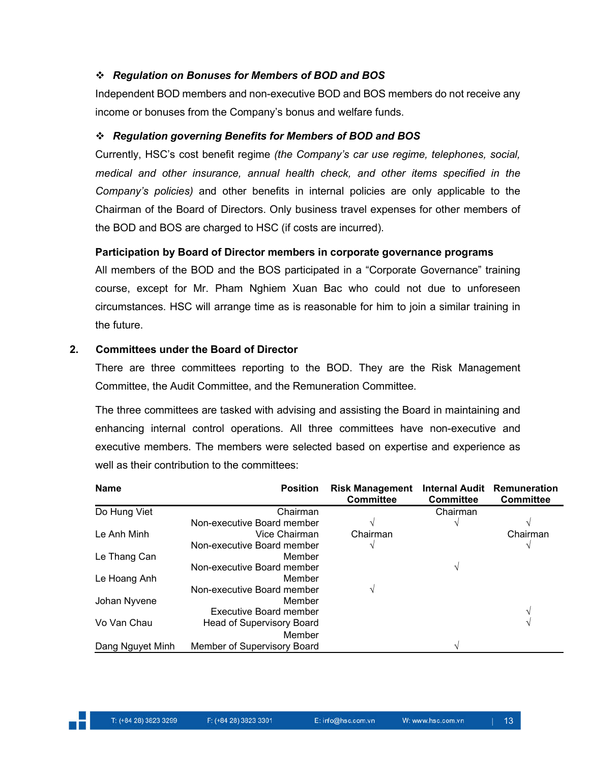❖ ***Regulation on Bonuses for Members of BOD and BOS***

Independent BOD members and non-executive BOD and BOS members do not receive any income or bonuses from the Company's bonus and welfare funds.

❖ ***Regulation governing Benefits for Members of BOD and BOS***

Currently, HSC's cost benefit regime *(the Company's car use regime, telephones, social, medical and other insurance, annual health check, and other items specified in the Company's policies)* and other benefits in internal policies are only applicable to the Chairman of the Board of Directors. Only business travel expenses for other members of the BOD and BOS are charged to HSC (if costs are incurred).

**Participation by Board of Director members in corporate governance programs**

All members of the BOD and the BOS participated in a "Corporate Governance" training course, except for Mr. Pham Nghiem Xuan Bac who could not due to unforeseen circumstances. HSC will arrange time as is reasonable for him to join a similar training in the future.

## 2. Committees under the Board of Director

There are three committees reporting to the BOD. They are the Risk Management Committee, the Audit Committee, and the Remuneration Committee.

The three committees are tasked with advising and assisting the Board in maintaining and enhancing internal control operations. All three committees have non-executive and executive members. The members were selected based on expertise and experience as well as their contribution to the committees:

| Name | Position | Risk Management Committee | Internal Audit Committee | Remuneration Committee |
|---|---|---|---|---|
| Do Hung Viet | Chairman | | Chairman | |
| | Non-executive Board member | √ | √ | √ |
| Le Anh Minh | Vice Chairman | Chairman | | Chairman |
| | Non-executive Board member | √ | | √ |
| Le Thang Can | Member | | | |
| | Non-executive Board member | | √ | |
| Le Hoang Anh | Member | | | |
| | Non-executive Board member | √ | | |
| Johan Nyvene | Member | | | |
| | Executive Board member | | | √ |
| Vo Van Chau | Head of Supervisory Board | | | √ |
| | Member | | | |
| Dang Nguyet Minh | Member of Supervisory Board | | √ | |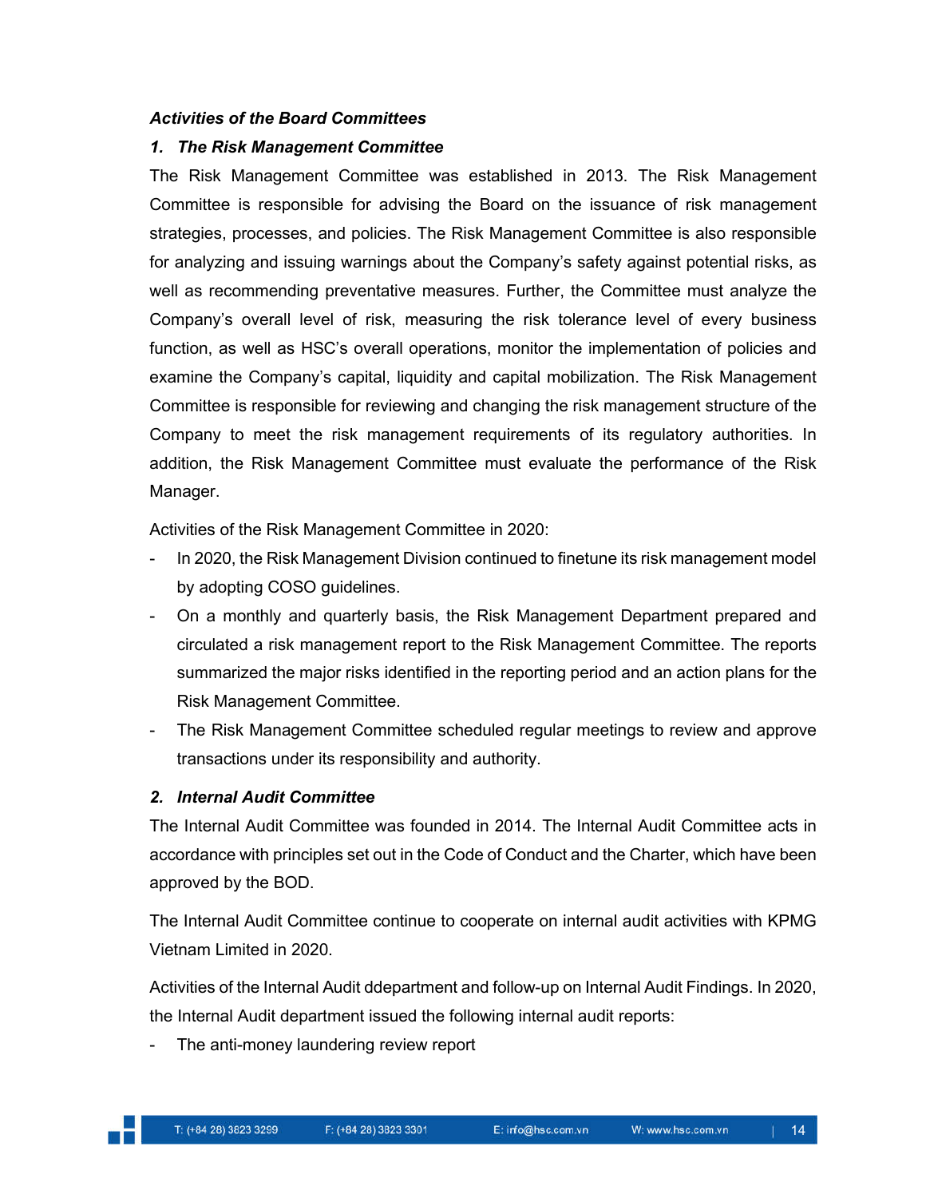***Activities of the Board Committees***

***1. The Risk Management Committee***

The Risk Management Committee was established in 2013. The Risk Management Committee is responsible for advising the Board on the issuance of risk management strategies, processes, and policies. The Risk Management Committee is also responsible for analyzing and issuing warnings about the Company's safety against potential risks, as well as recommending preventative measures. Further, the Committee must analyze the Company's overall level of risk, measuring the risk tolerance level of every business function, as well as HSC's overall operations, monitor the implementation of policies and examine the Company's capital, liquidity and capital mobilization. The Risk Management Committee is responsible for reviewing and changing the risk management structure of the Company to meet the risk management requirements of its regulatory authorities. In addition, the Risk Management Committee must evaluate the performance of the Risk Manager.

Activities of the Risk Management Committee in 2020:

- In 2020, the Risk Management Division continued to finetune its risk management model by adopting COSO guidelines.
- On a monthly and quarterly basis, the Risk Management Department prepared and circulated a risk management report to the Risk Management Committee. The reports summarized the major risks identified in the reporting period and an action plans for the Risk Management Committee.
- The Risk Management Committee scheduled regular meetings to review and approve transactions under its responsibility and authority.

***2. Internal Audit Committee***

The Internal Audit Committee was founded in 2014. The Internal Audit Committee acts in accordance with principles set out in the Code of Conduct and the Charter, which have been approved by the BOD.

The Internal Audit Committee continue to cooperate on internal audit activities with KPMG Vietnam Limited in 2020.

Activities of the Internal Audit ddepartment and follow-up on Internal Audit Findings. In 2020, the Internal Audit department issued the following internal audit reports:

- The anti-money laundering review report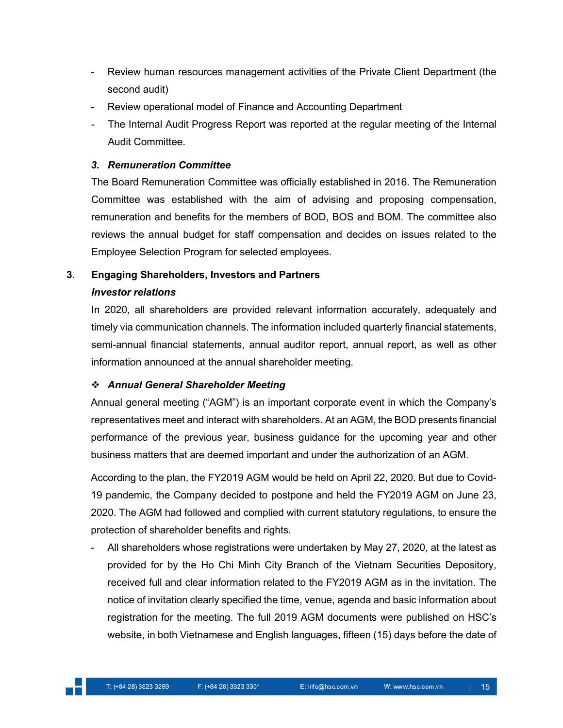- Review human resources management activities of the Private Client Department (the second audit)
- Review operational model of Finance and Accounting Department
- The Internal Audit Progress Report was reported at the regular meeting of the Internal Audit Committee.

### *3. Remuneration Committee*

The Board Remuneration Committee was officially established in 2016. The Remuneration Committee was established with the aim of advising and proposing compensation, remuneration and benefits for the members of BOD, BOS and BOM. The committee also reviews the annual budget for staff compensation and decides on issues related to the Employee Selection Program for selected employees.

## 3. Engaging Shareholders, Investors and Partners

***Investor relations***

In 2020, all shareholders are provided relevant information accurately, adequately and timely via communication channels. The information included quarterly financial statements, semi-annual financial statements, annual auditor report, annual report, as well as other information announced at the annual shareholder meeting.

❖ ***Annual General Shareholder Meeting***

Annual general meeting ("AGM") is an important corporate event in which the Company's representatives meet and interact with shareholders. At an AGM, the BOD presents financial performance of the previous year, business guidance for the upcoming year and other business matters that are deemed important and under the authorization of an AGM.

According to the plan, the FY2019 AGM would be held on April 22, 2020. But due to Covid-19 pandemic, the Company decided to postpone and held the FY2019 AGM on June 23, 2020. The AGM had followed and complied with current statutory regulations, to ensure the protection of shareholder benefits and rights.

- All shareholders whose registrations were undertaken by May 27, 2020, at the latest as provided for by the Ho Chi Minh City Branch of the Vietnam Securities Depository, received full and clear information related to the FY2019 AGM as in the invitation. The notice of invitation clearly specified the time, venue, agenda and basic information about registration for the meeting. The full 2019 AGM documents were published on HSC's website, in both Vietnamese and English languages, fifteen (15) days before the date of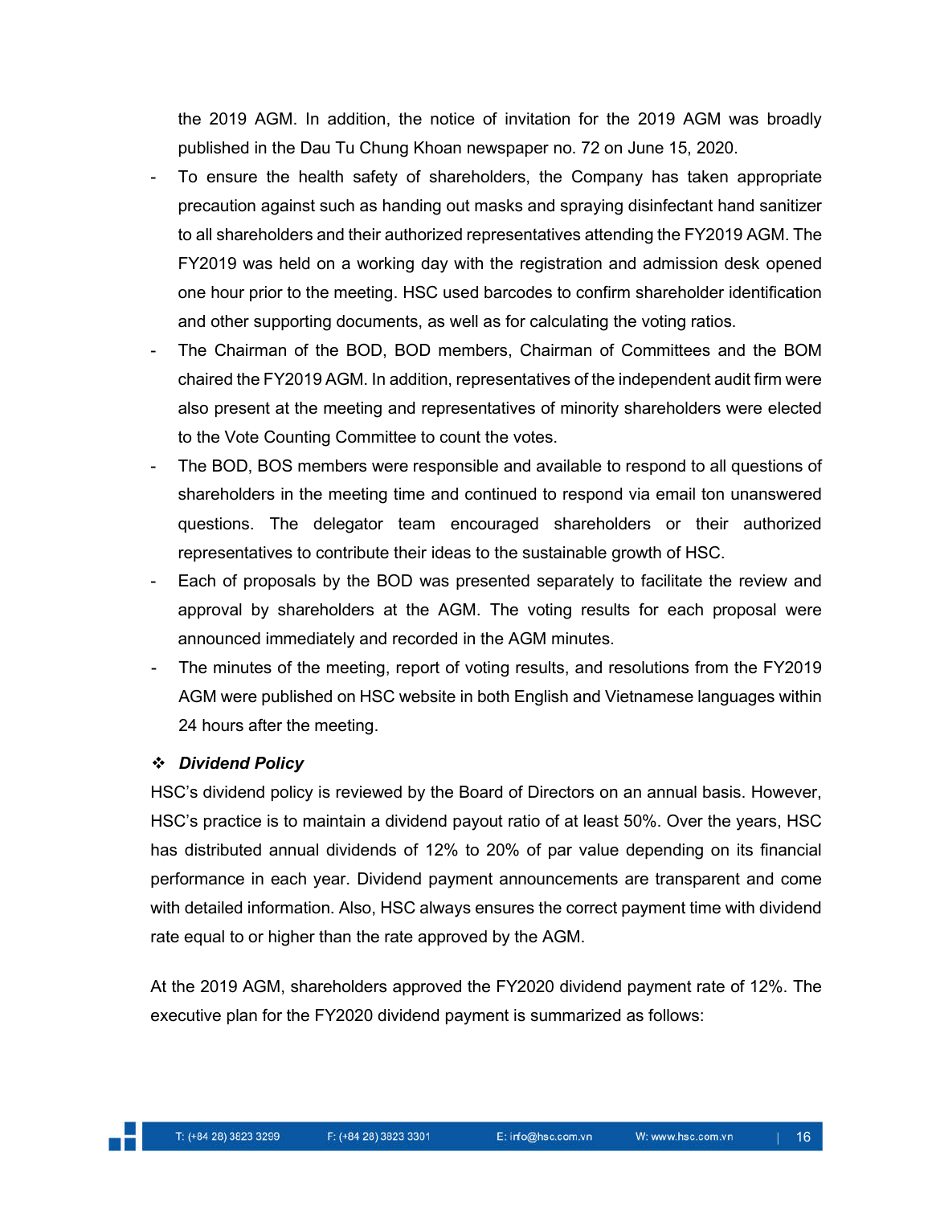the 2019 AGM. In addition, the notice of invitation for the 2019 AGM was broadly published in the Dau Tu Chung Khoan newspaper no. 72 on June 15, 2020.

- To ensure the health safety of shareholders, the Company has taken appropriate precaution against such as handing out masks and spraying disinfectant hand sanitizer to all shareholders and their authorized representatives attending the FY2019 AGM. The FY2019 was held on a working day with the registration and admission desk opened one hour prior to the meeting. HSC used barcodes to confirm shareholder identification and other supporting documents, as well as for calculating the voting ratios.
- The Chairman of the BOD, BOD members, Chairman of Committees and the BOM chaired the FY2019 AGM. In addition, representatives of the independent audit firm were also present at the meeting and representatives of minority shareholders were elected to the Vote Counting Committee to count the votes.
- The BOD, BOS members were responsible and available to respond to all questions of shareholders in the meeting time and continued to respond via email ton unanswered questions. The delegator team encouraged shareholders or their authorized representatives to contribute their ideas to the sustainable growth of HSC.
- Each of proposals by the BOD was presented separately to facilitate the review and approval by shareholders at the AGM. The voting results for each proposal were announced immediately and recorded in the AGM minutes.
- The minutes of the meeting, report of voting results, and resolutions from the FY2019 AGM were published on HSC website in both English and Vietnamese languages within 24 hours after the meeting.

❖ ***Dividend Policy***

HSC's dividend policy is reviewed by the Board of Directors on an annual basis. However, HSC's practice is to maintain a dividend payout ratio of at least 50%. Over the years, HSC has distributed annual dividends of 12% to 20% of par value depending on its financial performance in each year. Dividend payment announcements are transparent and come with detailed information. Also, HSC always ensures the correct payment time with dividend rate equal to or higher than the rate approved by the AGM.

At the 2019 AGM, shareholders approved the FY2020 dividend payment rate of 12%. The executive plan for the FY2020 dividend payment is summarized as follows: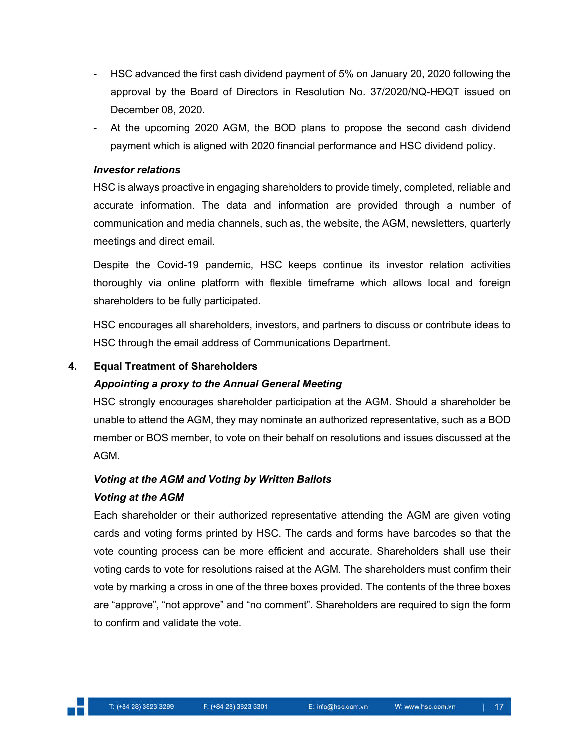- HSC advanced the first cash dividend payment of 5% on January 20, 2020 following the approval by the Board of Directors in Resolution No. 37/2020/NQ-HĐQT issued on December 08, 2020.
- At the upcoming 2020 AGM, the BOD plans to propose the second cash dividend payment which is aligned with 2020 financial performance and HSC dividend policy.

***Investor relations***

HSC is always proactive in engaging shareholders to provide timely, completed, reliable and accurate information. The data and information are provided through a number of communication and media channels, such as, the website, the AGM, newsletters, quarterly meetings and direct email.

Despite the Covid-19 pandemic, HSC keeps continue its investor relation activities thoroughly via online platform with flexible timeframe which allows local and foreign shareholders to be fully participated.

HSC encourages all shareholders, investors, and partners to discuss or contribute ideas to HSC through the email address of Communications Department.

## 4. Equal Treatment of Shareholders

***Appointing a proxy to the Annual General Meeting***

HSC strongly encourages shareholder participation at the AGM. Should a shareholder be unable to attend the AGM, they may nominate an authorized representative, such as a BOD member or BOS member, to vote on their behalf on resolutions and issues discussed at the AGM.

***Voting at the AGM and Voting by Written Ballots***

***Voting at the AGM***

Each shareholder or their authorized representative attending the AGM are given voting cards and voting forms printed by HSC. The cards and forms have barcodes so that the vote counting process can be more efficient and accurate. Shareholders shall use their voting cards to vote for resolutions raised at the AGM. The shareholders must confirm their vote by marking a cross in one of the three boxes provided. The contents of the three boxes are "approve", "not approve" and "no comment". Shareholders are required to sign the form to confirm and validate the vote.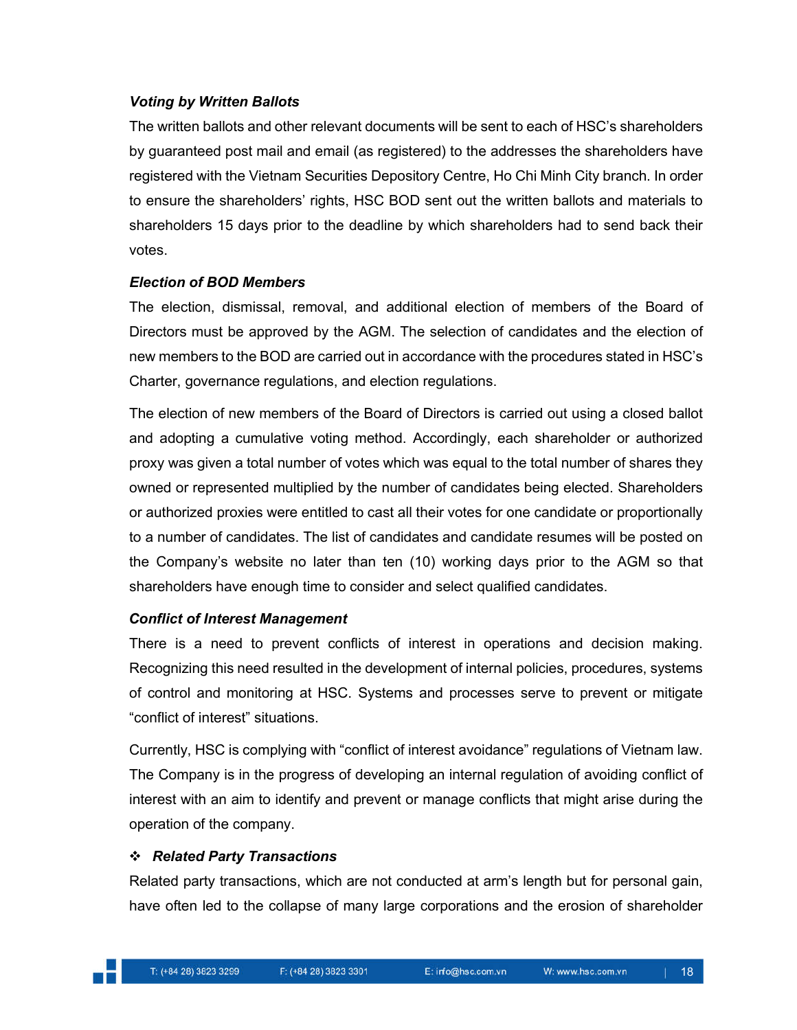***Voting by Written Ballots***

The written ballots and other relevant documents will be sent to each of HSC's shareholders by guaranteed post mail and email (as registered) to the addresses the shareholders have registered with the Vietnam Securities Depository Centre, Ho Chi Minh City branch. In order to ensure the shareholders' rights, HSC BOD sent out the written ballots and materials to shareholders 15 days prior to the deadline by which shareholders had to send back their votes.

***Election of BOD Members***

The election, dismissal, removal, and additional election of members of the Board of Directors must be approved by the AGM. The selection of candidates and the election of new members to the BOD are carried out in accordance with the procedures stated in HSC's Charter, governance regulations, and election regulations.

The election of new members of the Board of Directors is carried out using a closed ballot and adopting a cumulative voting method. Accordingly, each shareholder or authorized proxy was given a total number of votes which was equal to the total number of shares they owned or represented multiplied by the number of candidates being elected. Shareholders or authorized proxies were entitled to cast all their votes for one candidate or proportionally to a number of candidates. The list of candidates and candidate resumes will be posted on the Company's website no later than ten (10) working days prior to the AGM so that shareholders have enough time to consider and select qualified candidates.

***Conflict of Interest Management***

There is a need to prevent conflicts of interest in operations and decision making. Recognizing this need resulted in the development of internal policies, procedures, systems of control and monitoring at HSC. Systems and processes serve to prevent or mitigate "conflict of interest" situations.

Currently, HSC is complying with "conflict of interest avoidance" regulations of Vietnam law. The Company is in the progress of developing an internal regulation of avoiding conflict of interest with an aim to identify and prevent or manage conflicts that might arise during the operation of the company.

❖ ***Related Party Transactions***

Related party transactions, which are not conducted at arm's length but for personal gain, have often led to the collapse of many large corporations and the erosion of shareholder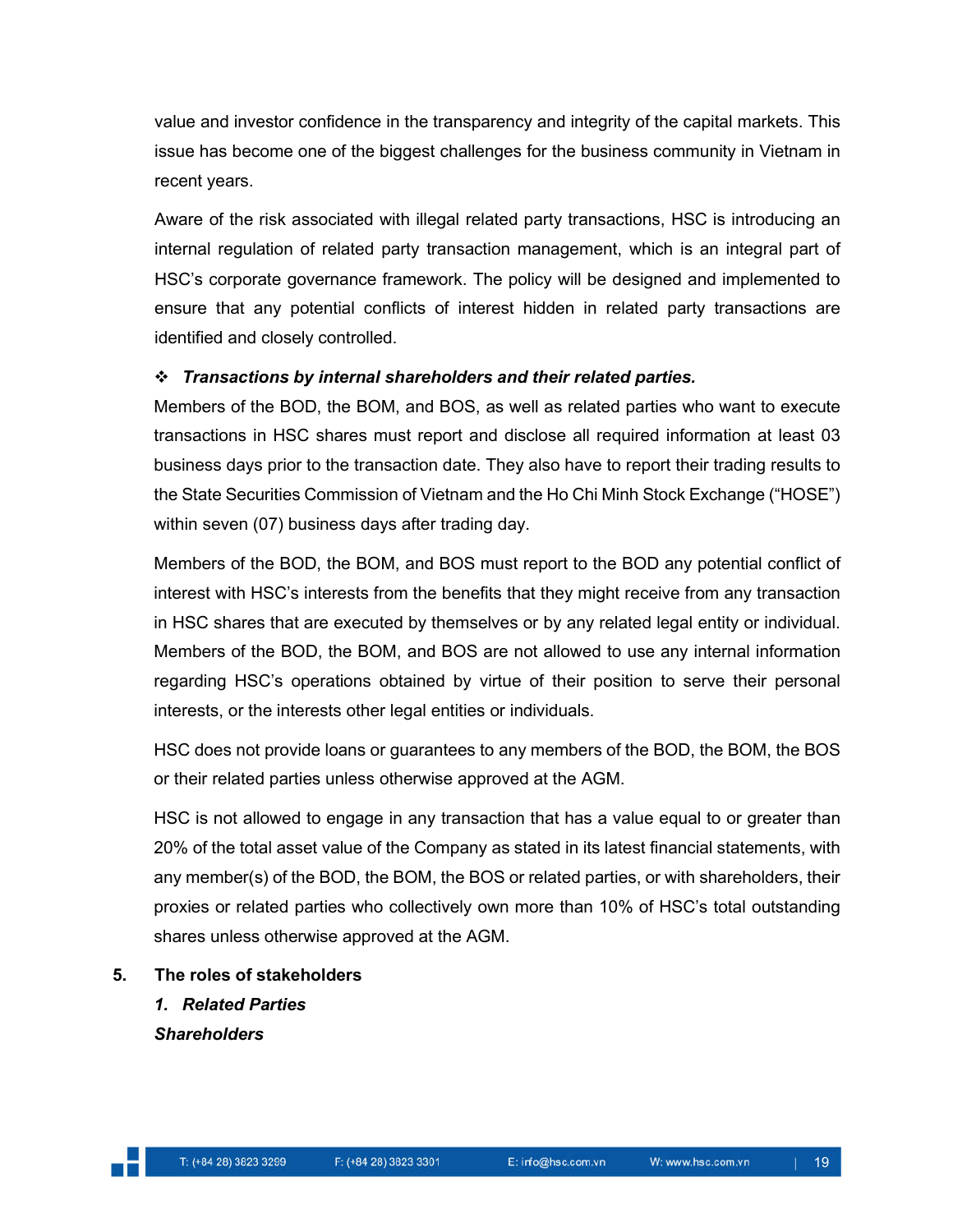value and investor confidence in the transparency and integrity of the capital markets. This issue has become one of the biggest challenges for the business community in Vietnam in recent years.

Aware of the risk associated with illegal related party transactions, HSC is introducing an internal regulation of related party transaction management, which is an integral part of HSC's corporate governance framework. The policy will be designed and implemented to ensure that any potential conflicts of interest hidden in related party transactions are identified and closely controlled.

❖ ***Transactions by internal shareholders and their related parties.***

Members of the BOD, the BOM, and BOS, as well as related parties who want to execute transactions in HSC shares must report and disclose all required information at least 03 business days prior to the transaction date. They also have to report their trading results to the State Securities Commission of Vietnam and the Ho Chi Minh Stock Exchange ("HOSE") within seven (07) business days after trading day.

Members of the BOD, the BOM, and BOS must report to the BOD any potential conflict of interest with HSC's interests from the benefits that they might receive from any transaction in HSC shares that are executed by themselves or by any related legal entity or individual. Members of the BOD, the BOM, and BOS are not allowed to use any internal information regarding HSC's operations obtained by virtue of their position to serve their personal interests, or the interests other legal entities or individuals.

HSC does not provide loans or guarantees to any members of the BOD, the BOM, the BOS or their related parties unless otherwise approved at the AGM.

HSC is not allowed to engage in any transaction that has a value equal to or greater than 20% of the total asset value of the Company as stated in its latest financial statements, with any member(s) of the BOD, the BOM, the BOS or related parties, or with shareholders, their proxies or related parties who collectively own more than 10% of HSC's total outstanding shares unless otherwise approved at the AGM.

## 5. The roles of stakeholders

### *1. Related Parties*

***Shareholders***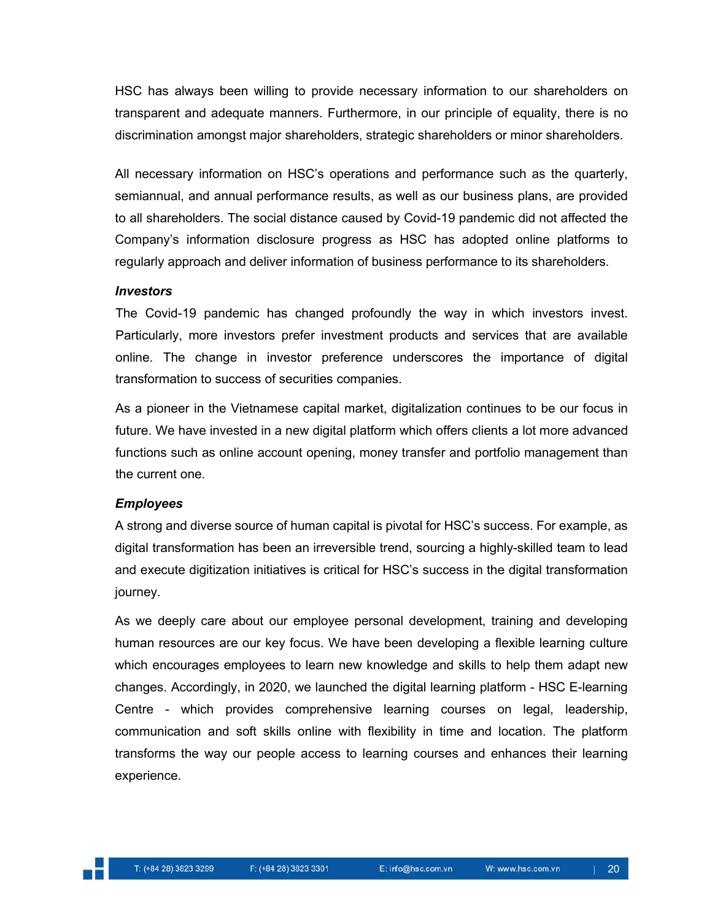HSC has always been willing to provide necessary information to our shareholders on transparent and adequate manners. Furthermore, in our principle of equality, there is no discrimination amongst major shareholders, strategic shareholders or minor shareholders.

All necessary information on HSC's operations and performance such as the quarterly, semiannual, and annual performance results, as well as our business plans, are provided to all shareholders. The social distance caused by Covid-19 pandemic did not affected the Company's information disclosure progress as HSC has adopted online platforms to regularly approach and deliver information of business performance to its shareholders.

***Investors***

The Covid-19 pandemic has changed profoundly the way in which investors invest. Particularly, more investors prefer investment products and services that are available online. The change in investor preference underscores the importance of digital transformation to success of securities companies.

As a pioneer in the Vietnamese capital market, digitalization continues to be our focus in future. We have invested in a new digital platform which offers clients a lot more advanced functions such as online account opening, money transfer and portfolio management than the current one.

***Employees***

A strong and diverse source of human capital is pivotal for HSC's success. For example, as digital transformation has been an irreversible trend, sourcing a highly-skilled team to lead and execute digitization initiatives is critical for HSC's success in the digital transformation journey.

As we deeply care about our employee personal development, training and developing human resources are our key focus. We have been developing a flexible learning culture which encourages employees to learn new knowledge and skills to help them adapt new changes. Accordingly, in 2020, we launched the digital learning platform - HSC E-learning Centre - which provides comprehensive learning courses on legal, leadership, communication and soft skills online with flexibility in time and location. The platform transforms the way our people access to learning courses and enhances their learning experience.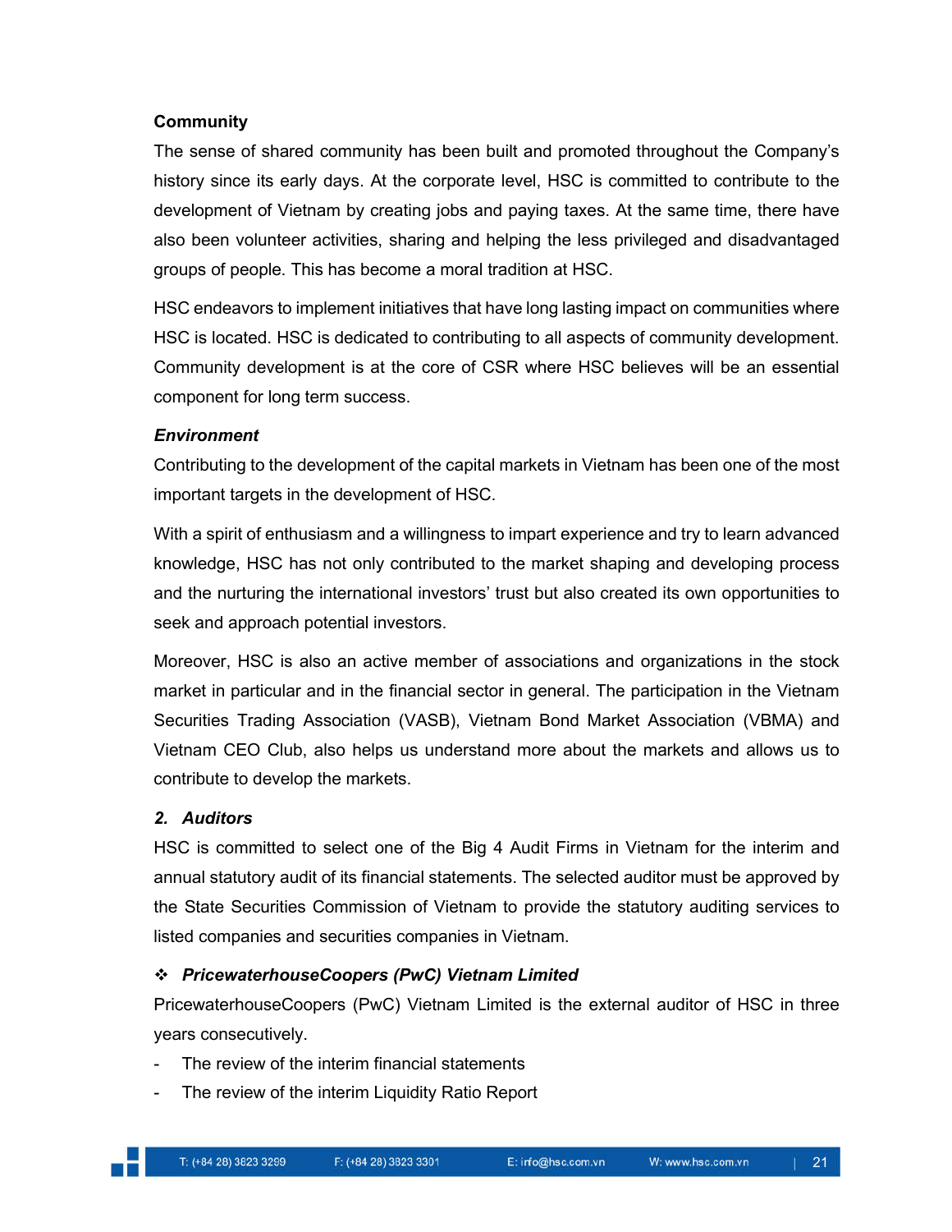**Community**

The sense of shared community has been built and promoted throughout the Company's history since its early days. At the corporate level, HSC is committed to contribute to the development of Vietnam by creating jobs and paying taxes. At the same time, there have also been volunteer activities, sharing and helping the less privileged and disadvantaged groups of people. This has become a moral tradition at HSC.

HSC endeavors to implement initiatives that have long lasting impact on communities where HSC is located. HSC is dedicated to contributing to all aspects of community development. Community development is at the core of CSR where HSC believes will be an essential component for long term success.

***Environment***

Contributing to the development of the capital markets in Vietnam has been one of the most important targets in the development of HSC.

With a spirit of enthusiasm and a willingness to impart experience and try to learn advanced knowledge, HSC has not only contributed to the market shaping and developing process and the nurturing the international investors' trust but also created its own opportunities to seek and approach potential investors.

Moreover, HSC is also an active member of associations and organizations in the stock market in particular and in the financial sector in general. The participation in the Vietnam Securities Trading Association (VASB), Vietnam Bond Market Association (VBMA) and Vietnam CEO Club, also helps us understand more about the markets and allows us to contribute to develop the markets.

### *2. Auditors*

HSC is committed to select one of the Big 4 Audit Firms in Vietnam for the interim and annual statutory audit of its financial statements. The selected auditor must be approved by the State Securities Commission of Vietnam to provide the statutory auditing services to listed companies and securities companies in Vietnam.

❖ ***PricewaterhouseCoopers (PwC) Vietnam Limited***

PricewaterhouseCoopers (PwC) Vietnam Limited is the external auditor of HSC in three years consecutively.

- The review of the interim financial statements
- The review of the interim Liquidity Ratio Report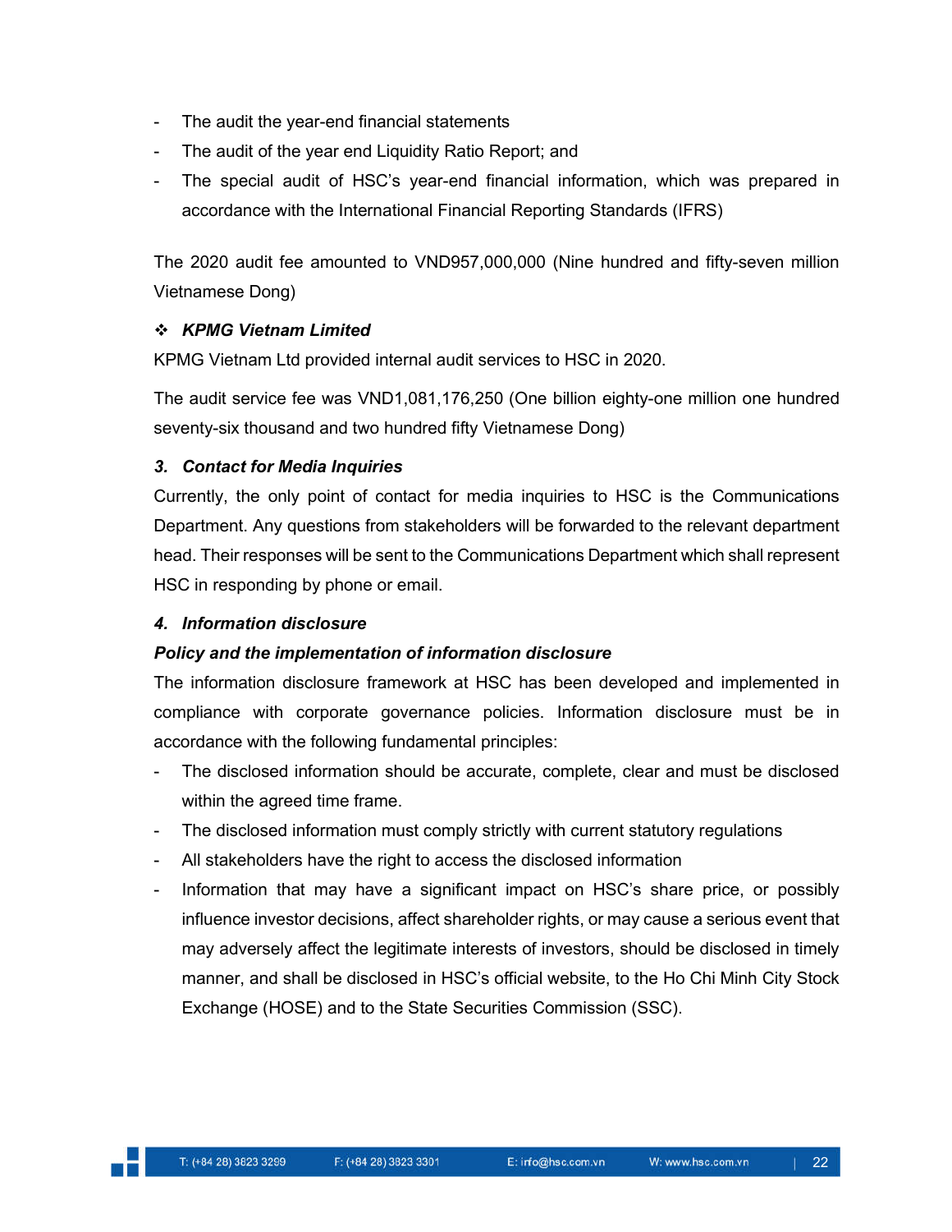- The audit the year-end financial statements
- The audit of the year end Liquidity Ratio Report; and
- The special audit of HSC's year-end financial information, which was prepared in accordance with the International Financial Reporting Standards (IFRS)

The 2020 audit fee amounted to VND957,000,000 (Nine hundred and fifty-seven million Vietnamese Dong)

❖ ***KPMG Vietnam Limited***

KPMG Vietnam Ltd provided internal audit services to HSC in 2020.

The audit service fee was VND1,081,176,250 (One billion eighty-one million one hundred seventy-six thousand and two hundred fifty Vietnamese Dong)

### *3. Contact for Media Inquiries*

Currently, the only point of contact for media inquiries to HSC is the Communications Department. Any questions from stakeholders will be forwarded to the relevant department head. Their responses will be sent to the Communications Department which shall represent HSC in responding by phone or email.

### *4. Information disclosure*

***Policy and the implementation of information disclosure***

The information disclosure framework at HSC has been developed and implemented in compliance with corporate governance policies. Information disclosure must be in accordance with the following fundamental principles:

- The disclosed information should be accurate, complete, clear and must be disclosed within the agreed time frame.
- The disclosed information must comply strictly with current statutory regulations
- All stakeholders have the right to access the disclosed information
- Information that may have a significant impact on HSC's share price, or possibly influence investor decisions, affect shareholder rights, or may cause a serious event that may adversely affect the legitimate interests of investors, should be disclosed in timely manner, and shall be disclosed in HSC's official website, to the Ho Chi Minh City Stock Exchange (HOSE) and to the State Securities Commission (SSC).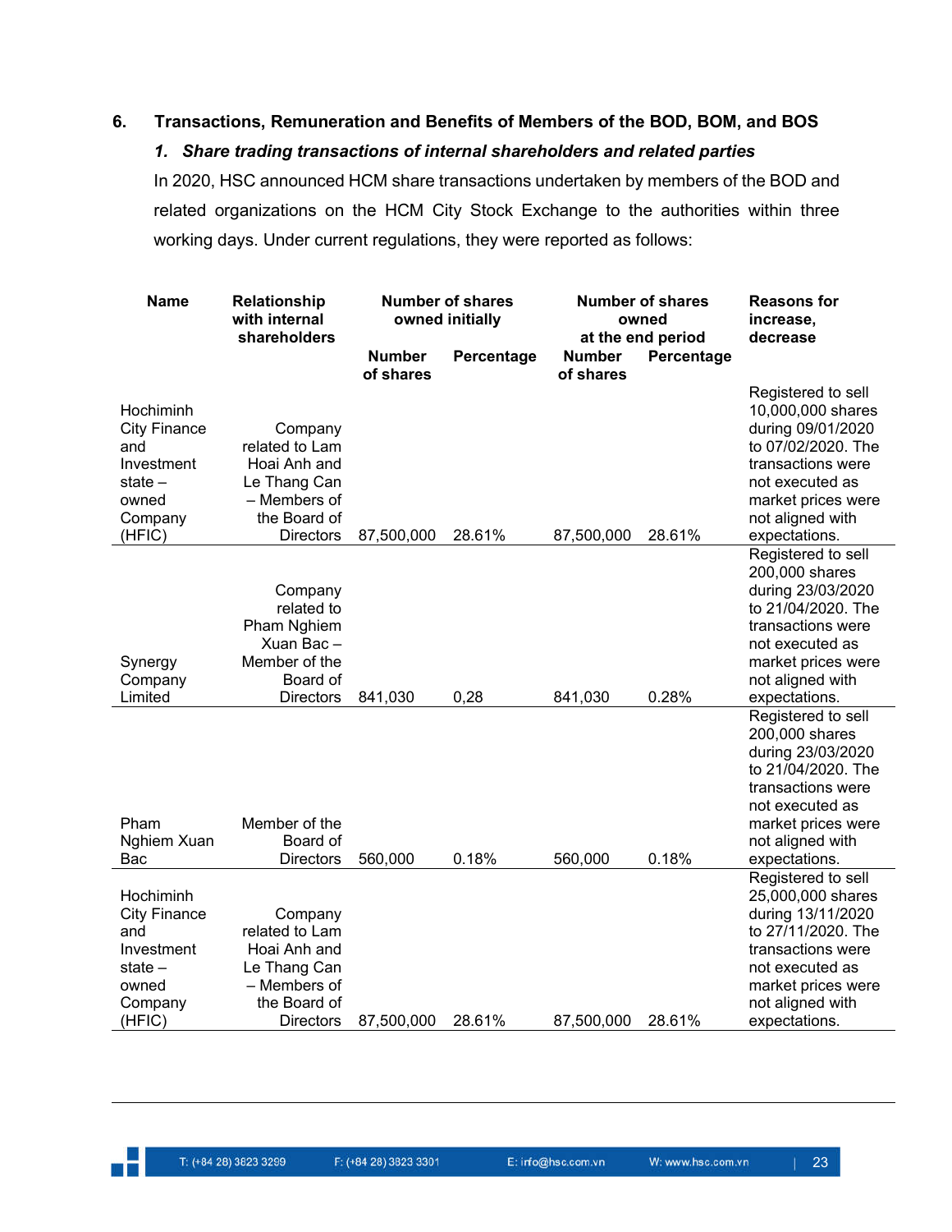## 6. Transactions, Remuneration and Benefits of Members of the BOD, BOM, and BOS

### *1. Share trading transactions of internal shareholders and related parties*

In 2020, HSC announced HCM share transactions undertaken by members of the BOD and related organizations on the HCM City Stock Exchange to the authorities within three working days. Under current regulations, they were reported as follows:

| Name | Relationship with internal shareholders | Number of shares owned initially | | Number of shares owned at the end period | | Reasons for increase, decrease |
|---|---|---|---|---|---|---|
| | | Number of shares | Percentage | Number of shares | Percentage | |
| Hochiminh City Finance and Investment state – owned Company (HFIC) | Company related to Lam Hoai Anh and Le Thang Can – Members of the Board of Directors | 87,500,000 | 28.61% | 87,500,000 | 28.61% | Registered to sell 10,000,000 shares during 09/01/2020 to 07/02/2020. The transactions were not executed as market prices were not aligned with expectations. |
| Synergy Company Limited | Company related to Pham Nghiem Xuan Bac – Member of the Board of Directors | 841,030 | 0,28 | 841,030 | 0.28% | Registered to sell 200,000 shares during 23/03/2020 to 21/04/2020. The transactions were not executed as market prices were not aligned with expectations. |
| Pham Nghiem Xuan Bac | Member of the Board of Directors | 560,000 | 0.18% | 560,000 | 0.18% | Registered to sell 200,000 shares during 23/03/2020 to 21/04/2020. The transactions were not executed as market prices were not aligned with expectations. |
| Hochiminh City Finance and Investment state – owned Company (HFIC) | Company related to Lam Hoai Anh and Le Thang Can – Members of the Board of Directors | 87,500,000 | 28.61% | 87,500,000 | 28.61% | Registered to sell 25,000,000 shares during 13/11/2020 to 27/11/2020. The transactions were not executed as market prices were not aligned with expectations. |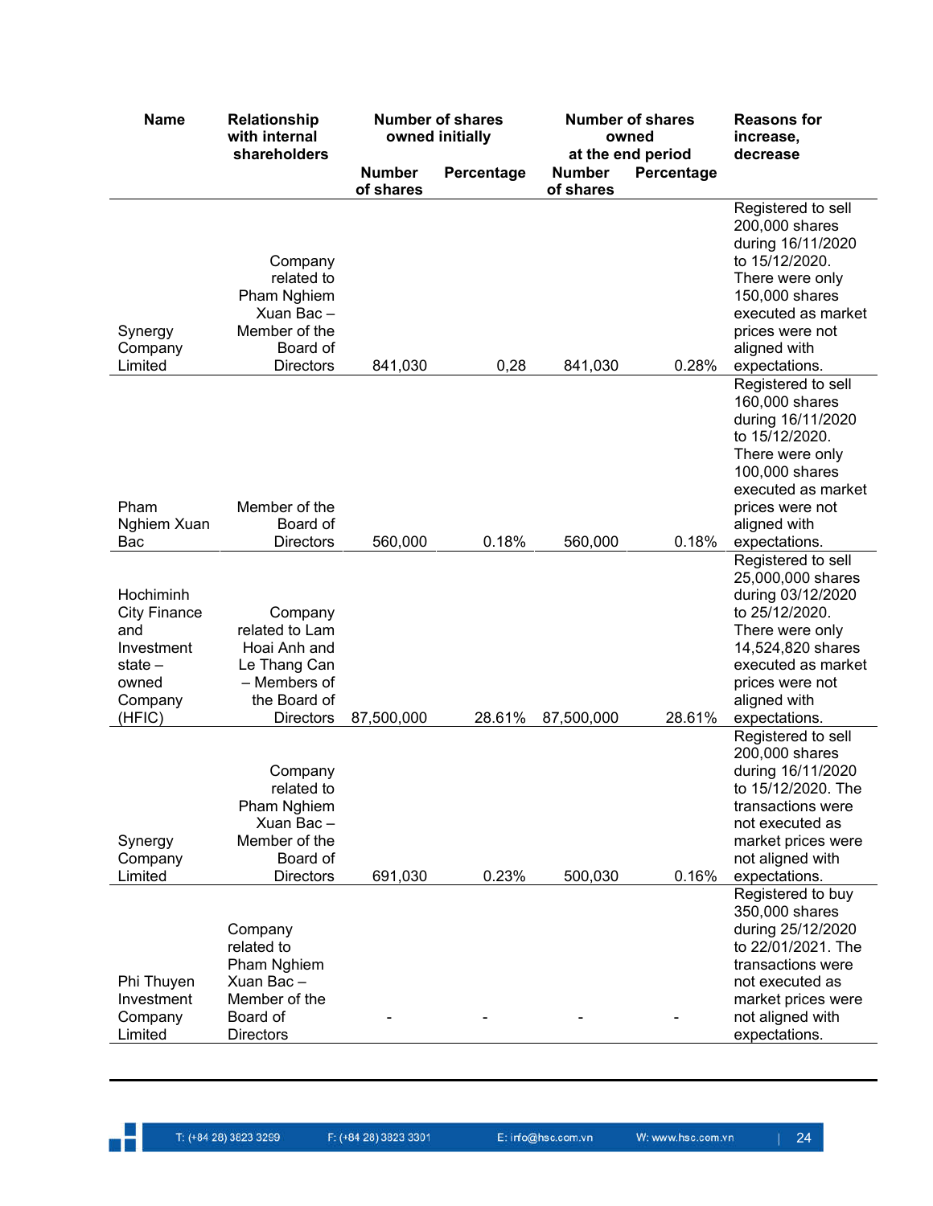| Name | Relationship with internal shareholders | Number of shares owned initially | | Number of shares owned at the end period | | Reasons for increase, decrease |
|---|---|---|---|---|---|---|
| | | Number of shares | Percentage | Number of shares | Percentage | |
| Synergy Company Limited | Company related to Pham Nghiem Xuan Bac – Member of the Board of Directors | 841,030 | 0,28 | 841,030 | 0.28% | Registered to sell 200,000 shares during 16/11/2020 to 15/12/2020. There were only 150,000 shares executed as market prices were not aligned with expectations. |
| Pham Nghiem Xuan Bac | Member of the Board of Directors | 560,000 | 0.18% | 560,000 | 0.18% | Registered to sell 160,000 shares during 16/11/2020 to 15/12/2020. There were only 100,000 shares executed as market prices were not aligned with expectations. |
| Hochiminh City Finance and Investment state – owned Company (HFIC) | Company related to Lam Hoai Anh and Le Thang Can – Members of the Board of Directors | 87,500,000 | 28.61% | 87,500,000 | 28.61% | Registered to sell 25,000,000 shares during 03/12/2020 to 25/12/2020. There were only 14,524,820 shares executed as market prices were not aligned with expectations. |
| Synergy Company Limited | Company related to Pham Nghiem Xuan Bac – Member of the Board of Directors | 691,030 | 0.23% | 500,030 | 0.16% | Registered to sell 200,000 shares during 16/11/2020 to 15/12/2020. The transactions were not executed as market prices were not aligned with expectations. |
| Phi Thuyen Investment Company Limited | Company related to Pham Nghiem Xuan Bac – Member of the Board of Directors | - | - | - | - | Registered to buy 350,000 shares during 25/12/2020 to 22/01/2021. The transactions were not executed as market prices were not aligned with expectations. |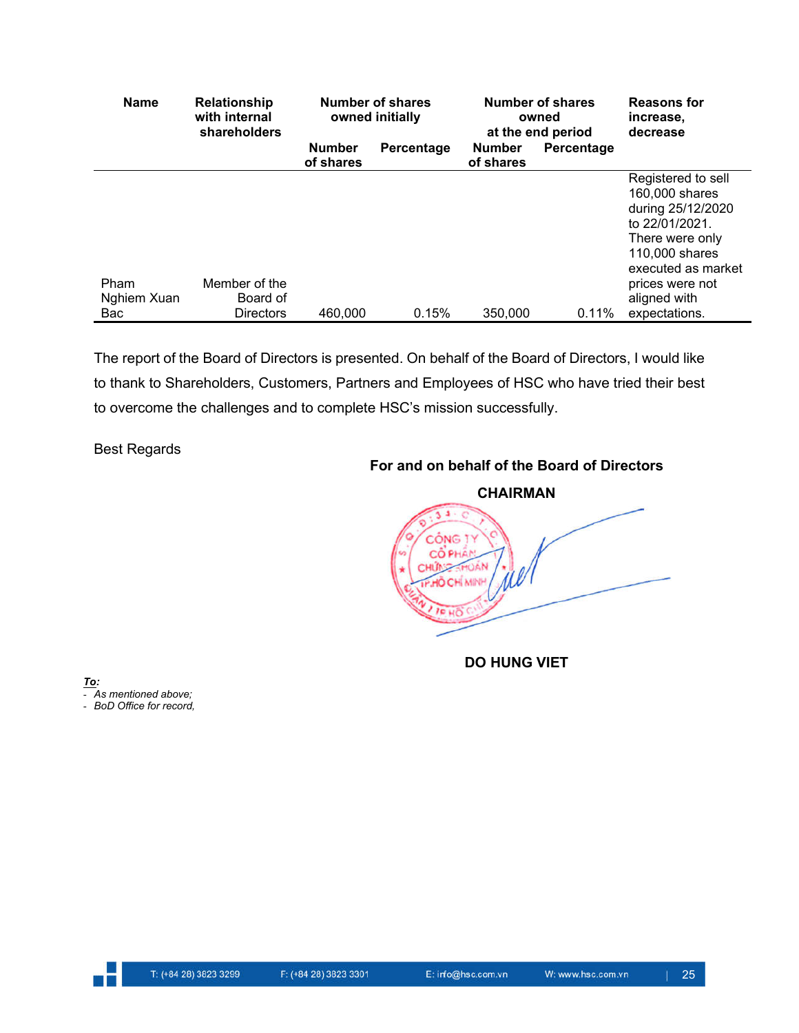| Name | Relationship with internal shareholders | Number of shares owned initially | | Number of shares owned at the end period | | Reasons for increase, decrease |
|---|---|---|---|---|---|---|
| | | Number of shares | Percentage | Number of shares | Percentage | |
| Pham Nghiem Xuan Bac | Member of the Board of Directors | 460,000 | 0.15% | 350,000 | 0.11% | Registered to sell 160,000 shares during 25/12/2020 to 22/01/2021. There were only 110,000 shares executed as market prices were not aligned with expectations. |

The report of the Board of Directors is presented. On behalf of the Board of Directors, I would like to thank to Shareholders, Customers, Partners and Employees of HSC who have tried their best to overcome the challenges and to complete HSC's mission successfully.

Best Regards

**For and on behalf of the Board of Directors**

**CHAIRMAN**

**DO HUNG VIET**

***To:***

- *As mentioned above;*
- *BoD Office for record,*